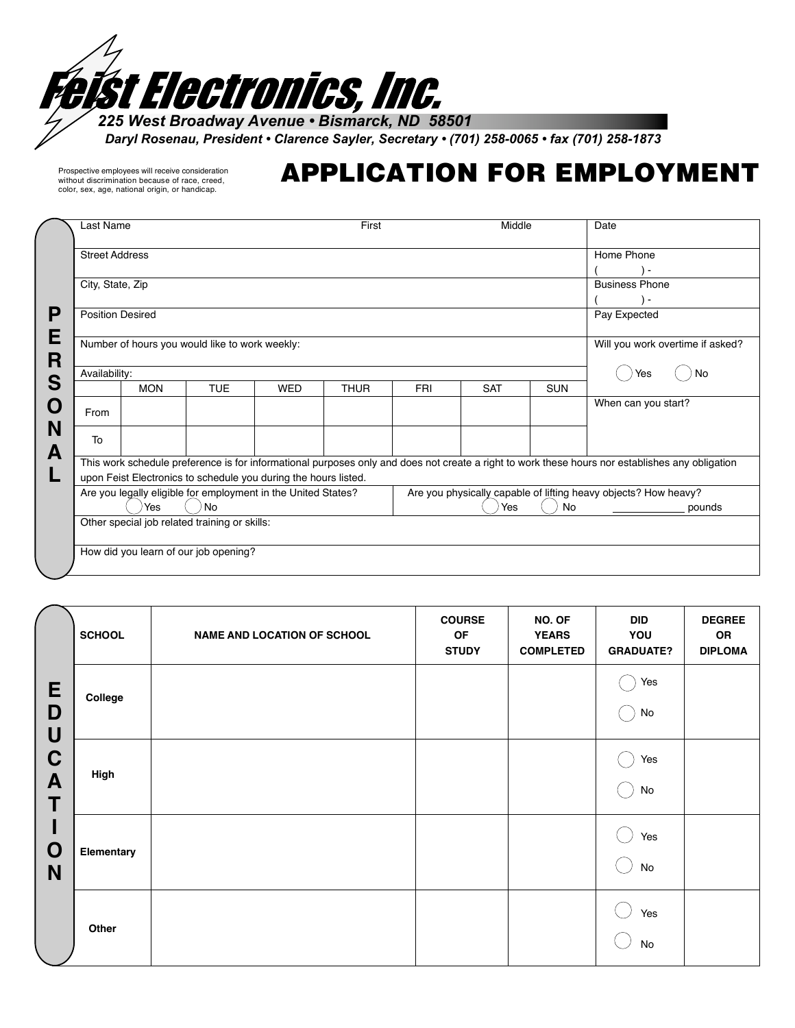# Feist Electronics, Inc.

*225 West Broadway Avenue • Bismarck, ND 58501*

*Daryl Rosenau, President • Clarence Sayler, Secretary • (701) 258-0065 • fax (701) 258-1873*

Prospective employees will receive consideration without discrimination because of race, creed, color, sex, age, national origin, or handicap.

## APPLICATION FOR EMPLOYMENT

### PERSONAL

| Last Name | First | Middle | Date |
|---|---|---|---|
| Street Address | | | Home Phone ( ) - |
| City, State, Zip | | | Business Phone ( ) - |
| Position Desired | | | Pay Expected |
| Number of hours you would like to work weekly: | | | Will you work overtime if asked? ◯ Yes ◯ No |

Availability:

| | MON | TUE | WED | THUR | FRI | SAT | SUN |
|---|---|---|---|---|---|---|---|
| From | | | | | | | |
| To | | | | | | | |

When can you start?

This work schedule preference is for informational purposes only and does not create a right to work these hours nor establishes any obligation upon Feist Electronics to schedule you during the hours listed.

| Are you legally eligible for employment in the United States? ◯ Yes ◯ No | Are you physically capable of lifting heavy objects? How heavy? ◯ Yes ◯ No ____________ pounds |
|---|---|

Other special job related training or skills:

How did you learn of our job opening?

### EDUCATION

| SCHOOL | NAME AND LOCATION OF SCHOOL | COURSE OF STUDY | NO. OF YEARS COMPLETED | DID YOU GRADUATE? | DEGREE OR DIPLOMA |
|---|---|---|---|---|---|
| College | | | | ◯ Yes ◯ No | |
| High | | | | ◯ Yes ◯ No | |
| Elementary | | | | ◯ Yes ◯ No | |
| Other | | | | ◯ Yes ◯ No | |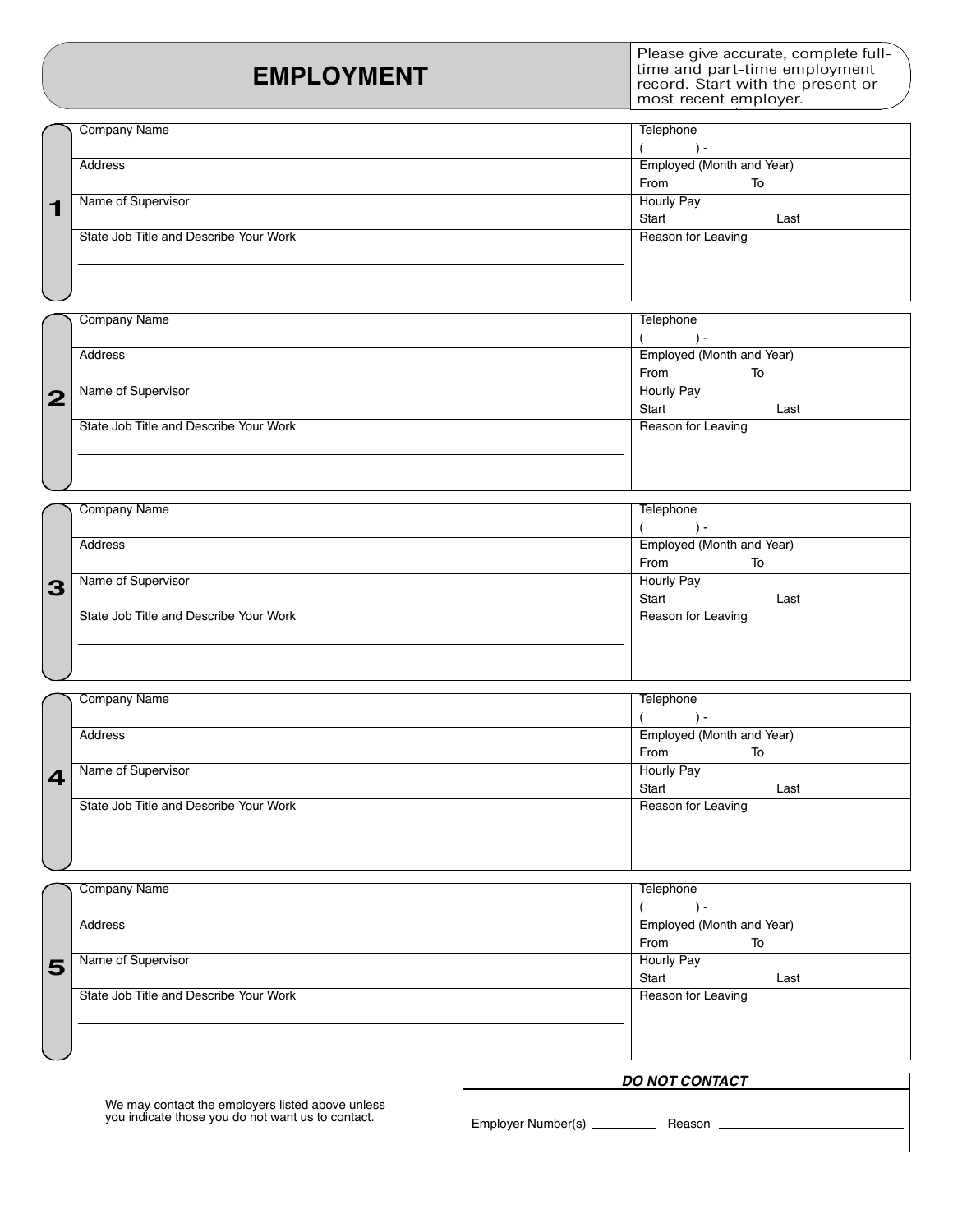# EMPLOYMENT

Please give accurate, complete full-time and part-time employment record. Start with the present or most recent employer.

## 1

| | |
|---|---|
| Company Name | Telephone<br>(       ) - |
| Address | Employed (Month and Year)<br>From        To |
| Name of Supervisor | Hourly Pay<br>Start        Last |
| State Job Title and Describe Your Work | Reason for Leaving |

## 2

| | |
|---|---|
| Company Name | Telephone<br>(       ) - |
| Address | Employed (Month and Year)<br>From        To |
| Name of Supervisor | Hourly Pay<br>Start        Last |
| State Job Title and Describe Your Work | Reason for Leaving |

## 3

| | |
|---|---|
| Company Name | Telephone<br>(       ) - |
| Address | Employed (Month and Year)<br>From        To |
| Name of Supervisor | Hourly Pay<br>Start        Last |
| State Job Title and Describe Your Work | Reason for Leaving |

## 4

| | |
|---|---|
| Company Name | Telephone<br>(       ) - |
| Address | Employed (Month and Year)<br>From        To |
| Name of Supervisor | Hourly Pay<br>Start        Last |
| State Job Title and Describe Your Work | Reason for Leaving |

## 5

| | |
|---|---|
| Company Name | Telephone<br>(       ) - |
| Address | Employed (Month and Year)<br>From        To |
| Name of Supervisor | Hourly Pay<br>Start        Last |
| State Job Title and Describe Your Work | Reason for Leaving |

| We may contact the employers listed above unless you indicate those you do not want us to contact. | ***DO NOT CONTACT*** |
|---|---|
| | Employer Number(s) __________ Reason __________________________ |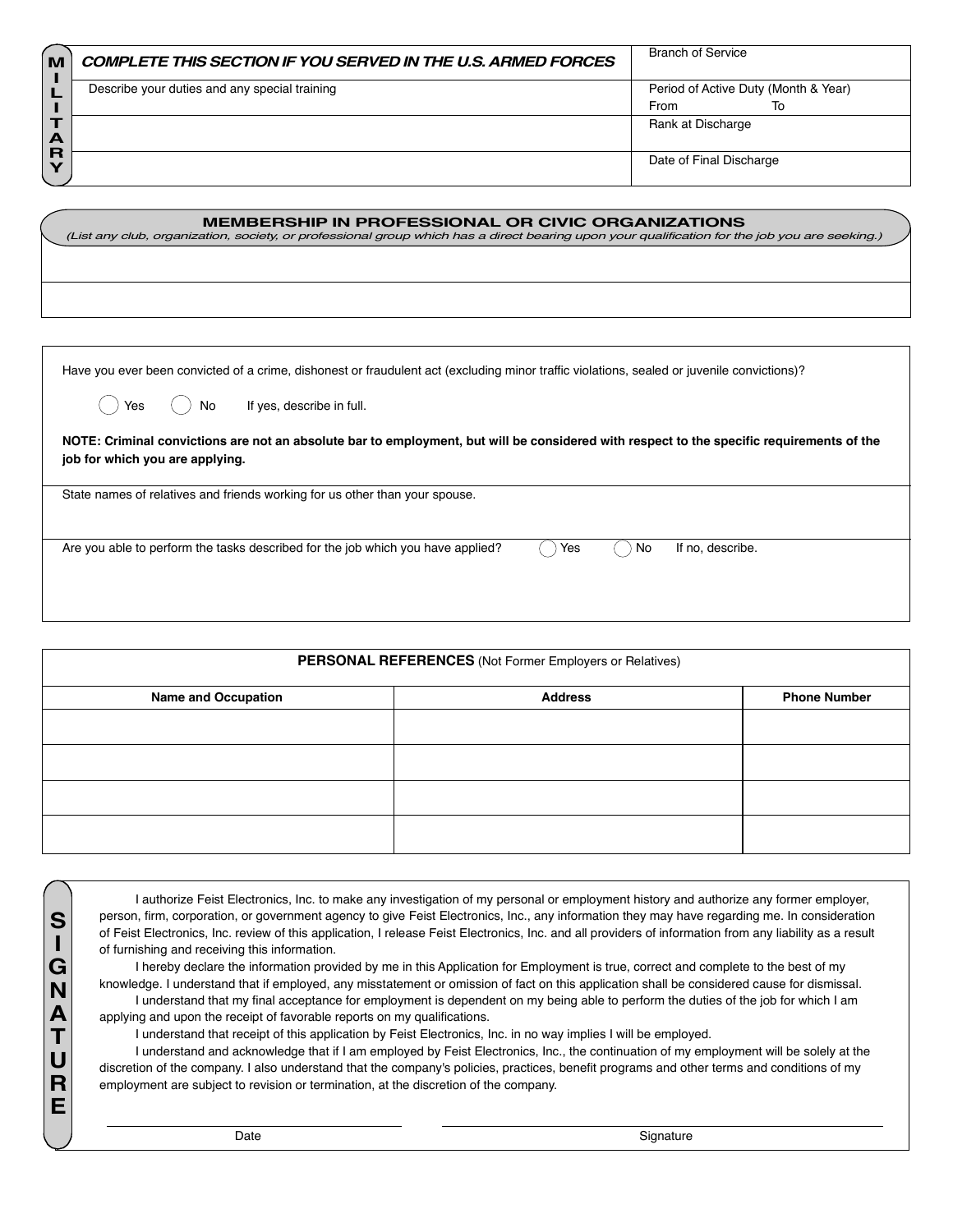## MILITARY

| COMPLETE THIS SECTION IF YOU SERVED IN THE U.S. ARMED FORCES | Branch of Service |
|---|---|
| Describe your duties and any special training | Period of Active Duty (Month & Year) From To |
| | Rank at Discharge |
| | Date of Final Discharge |

## MEMBERSHIP IN PROFESSIONAL OR CIVIC ORGANIZATIONS

*(List any club, organization, society, or professional group which has a direct bearing upon your qualification for the job you are seeking.)*

| |
|---|
| |
| |

Have you ever been convicted of a crime, dishonest or fraudulent act (excluding minor traffic violations, sealed or juvenile convictions)?

◯ Yes ◯ No If yes, describe in full.

**NOTE: Criminal convictions are not an absolute bar to employment, but will be considered with respect to the specific requirements of the job for which you are applying.**

State names of relatives and friends working for us other than your spouse.

Are you able to perform the tasks described for the job which you have applied? ◯ Yes ◯ No If no, describe.

## PERSONAL REFERENCES (Not Former Employers or Relatives)

| Name and Occupation | Address | Phone Number |
|---|---|---|
| | | |
| | | |
| | | |
| | | |

## SIGNATURE

I authorize Feist Electronics, Inc. to make any investigation of my personal or employment history and authorize any former employer, person, firm, corporation, or government agency to give Feist Electronics, Inc., any information they may have regarding me. In consideration of Feist Electronics, Inc. review of this application, I release Feist Electronics, Inc. and all providers of information from any liability as a result of furnishing and receiving this information.

I hereby declare the information provided by me in this Application for Employment is true, correct and complete to the best of my knowledge. I understand that if employed, any misstatement or omission of fact on this application shall be considered cause for dismissal.

I understand that my final acceptance for employment is dependent on my being able to perform the duties of the job for which I am applying and upon the receipt of favorable reports on my qualifications.

I understand that receipt of this application by Feist Electronics, Inc. in no way implies I will be employed.

I understand and acknowledge that if I am employed by Feist Electronics, Inc., the continuation of my employment will be solely at the discretion of the company. I also understand that the company's policies, practices, benefit programs and other terms and conditions of my employment are subject to revision or termination, at the discretion of the company.

Date ______________________ Signature ______________________